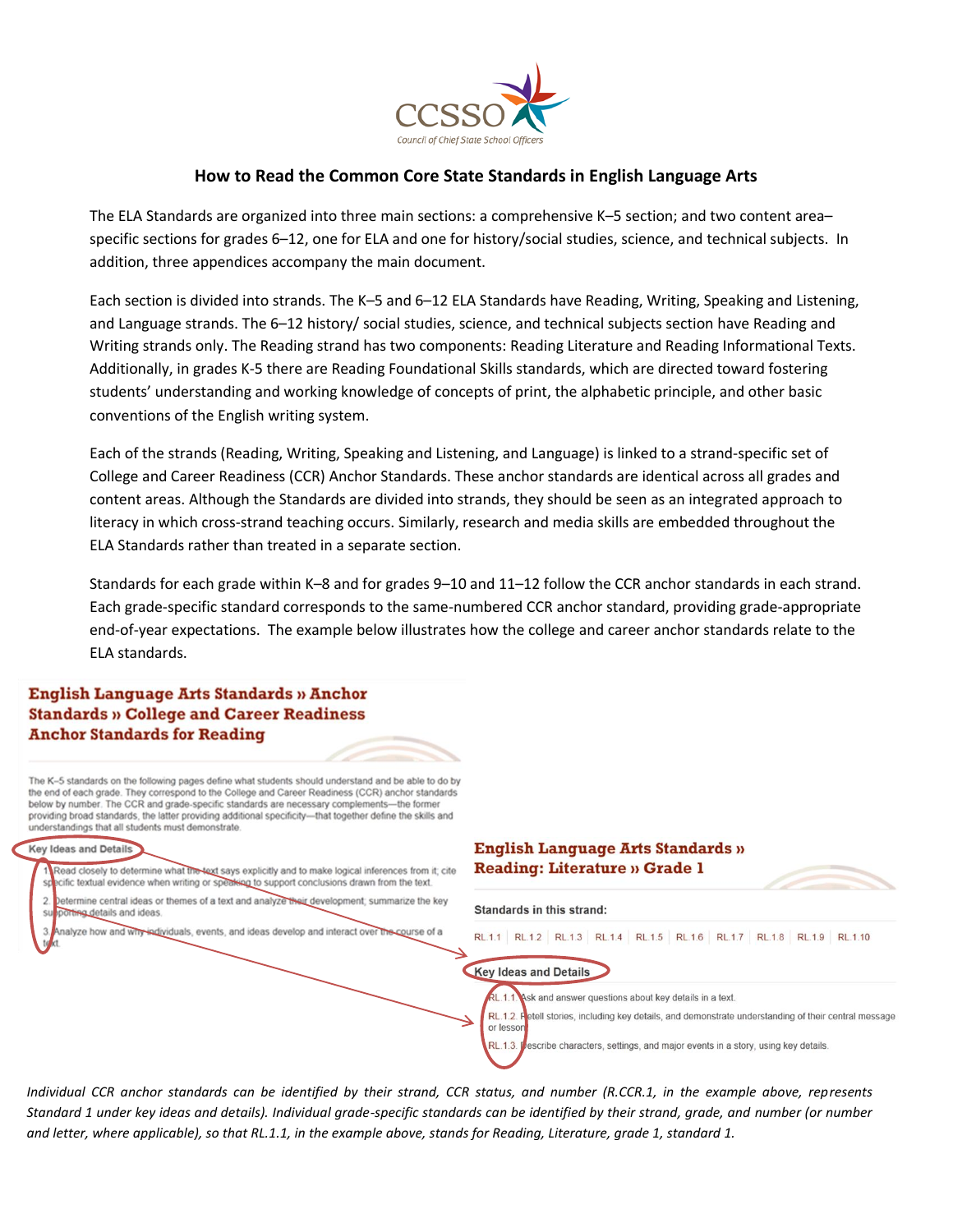# How to Read the Common Core State Standards in English Language Arts

The ELA Standards are organized into three main sections: a comprehensive K–5 section; and two content area–specific sections for grades 6–12, one for ELA and one for history/social studies, science, and technical subjects. In addition, three appendices accompany the main document.

Each section is divided into strands. The K–5 and 6–12 ELA Standards have Reading, Writing, Speaking and Listening, and Language strands. The 6–12 history/ social studies, science, and technical subjects section have Reading and Writing strands only. The Reading strand has two components: Reading Literature and Reading Informational Texts. Additionally, in grades K-5 there are Reading Foundational Skills standards, which are directed toward fostering students' understanding and working knowledge of concepts of print, the alphabetic principle, and other basic conventions of the English writing system.

Each of the strands (Reading, Writing, Speaking and Listening, and Language) is linked to a strand-specific set of College and Career Readiness (CCR) Anchor Standards. These anchor standards are identical across all grades and content areas. Although the Standards are divided into strands, they should be seen as an integrated approach to literacy in which cross-strand teaching occurs. Similarly, research and media skills are embedded throughout the ELA Standards rather than treated in a separate section.

Standards for each grade within K–8 and for grades 9–10 and 11–12 follow the CCR anchor standards in each strand. Each grade-specific standard corresponds to the same-numbered CCR anchor standard, providing grade-appropriate end-of-year expectations. The example below illustrates how the college and career anchor standards relate to the ELA standards.

**English Language Arts Standards » Anchor Standards » College and Career Readiness Anchor Standards for Reading**

The K–5 standards on the following pages define what students should understand and be able to do by the end of each grade. They correspond to the College and Career Readiness (CCR) anchor standards below by number. The CCR and grade-specific standards are necessary complements—the former providing broad standards, the latter providing additional specificity—that together define the skills and understandings that all students must demonstrate.

**Key Ideas and Details**

1. Read closely to determine what the text says explicitly and to make logical inferences from it; cite specific textual evidence when writing or speaking to support conclusions drawn from the text.
2. Determine central ideas or themes of a text and analyze their development; summarize the key supporting details and ideas.
3. Analyze how and why individuals, events, and ideas develop and interact over the course of a text.

**English Language Arts Standards » Reading: Literature » Grade 1**

Standards in this strand:

RL.1.1 | RL.1.2 | RL.1.3 | RL.1.4 | RL.1.5 | RL.1.6 | RL.1.7 | RL.1.8 | RL.1.9 | RL.1.10

**Key Ideas and Details**

- RL.1.1. Ask and answer questions about key details in a text.
- RL.1.2. Retell stories, including key details, and demonstrate understanding of their central message or lesson.
- RL.1.3. Describe characters, settings, and major events in a story, using key details.

*Individual CCR anchor standards can be identified by their strand, CCR status, and number (R.CCR.1, in the example above, represents Standard 1 under key ideas and details). Individual grade-specific standards can be identified by their strand, grade, and number (or number and letter, where applicable), so that RL.1.1, in the example above, stands for Reading, Literature, grade 1, standard 1.*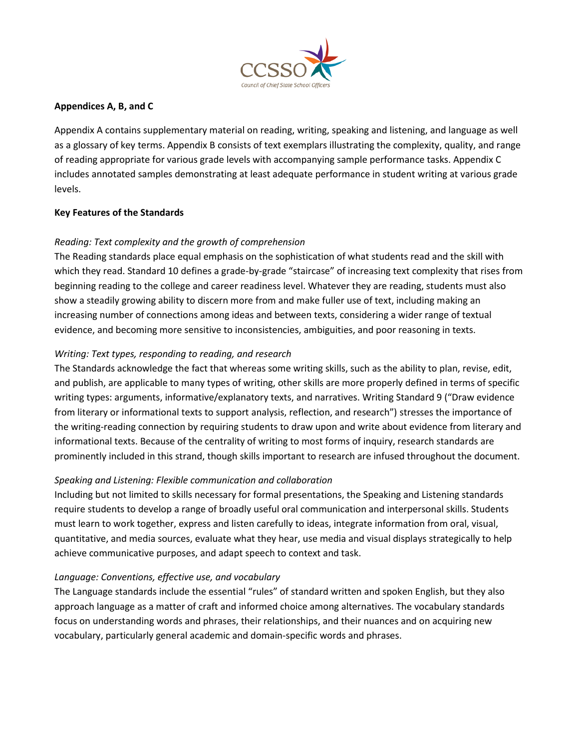**Appendices A, B, and C**

Appendix A contains supplementary material on reading, writing, speaking and listening, and language as well as a glossary of key terms. Appendix B consists of text exemplars illustrating the complexity, quality, and range of reading appropriate for various grade levels with accompanying sample performance tasks. Appendix C includes annotated samples demonstrating at least adequate performance in student writing at various grade levels.

**Key Features of the Standards**

*Reading: Text complexity and the growth of comprehension*

The Reading standards place equal emphasis on the sophistication of what students read and the skill with which they read. Standard 10 defines a grade-by-grade "staircase" of increasing text complexity that rises from beginning reading to the college and career readiness level. Whatever they are reading, students must also show a steadily growing ability to discern more from and make fuller use of text, including making an increasing number of connections among ideas and between texts, considering a wider range of textual evidence, and becoming more sensitive to inconsistencies, ambiguities, and poor reasoning in texts.

*Writing: Text types, responding to reading, and research*

The Standards acknowledge the fact that whereas some writing skills, such as the ability to plan, revise, edit, and publish, are applicable to many types of writing, other skills are more properly defined in terms of specific writing types: arguments, informative/explanatory texts, and narratives. Writing Standard 9 ("Draw evidence from literary or informational texts to support analysis, reflection, and research") stresses the importance of the writing-reading connection by requiring students to draw upon and write about evidence from literary and informational texts. Because of the centrality of writing to most forms of inquiry, research standards are prominently included in this strand, though skills important to research are infused throughout the document.

*Speaking and Listening: Flexible communication and collaboration*

Including but not limited to skills necessary for formal presentations, the Speaking and Listening standards require students to develop a range of broadly useful oral communication and interpersonal skills. Students must learn to work together, express and listen carefully to ideas, integrate information from oral, visual, quantitative, and media sources, evaluate what they hear, use media and visual displays strategically to help achieve communicative purposes, and adapt speech to context and task.

*Language: Conventions, effective use, and vocabulary*

The Language standards include the essential "rules" of standard written and spoken English, but they also approach language as a matter of craft and informed choice among alternatives. The vocabulary standards focus on understanding words and phrases, their relationships, and their nuances and on acquiring new vocabulary, particularly general academic and domain-specific words and phrases.